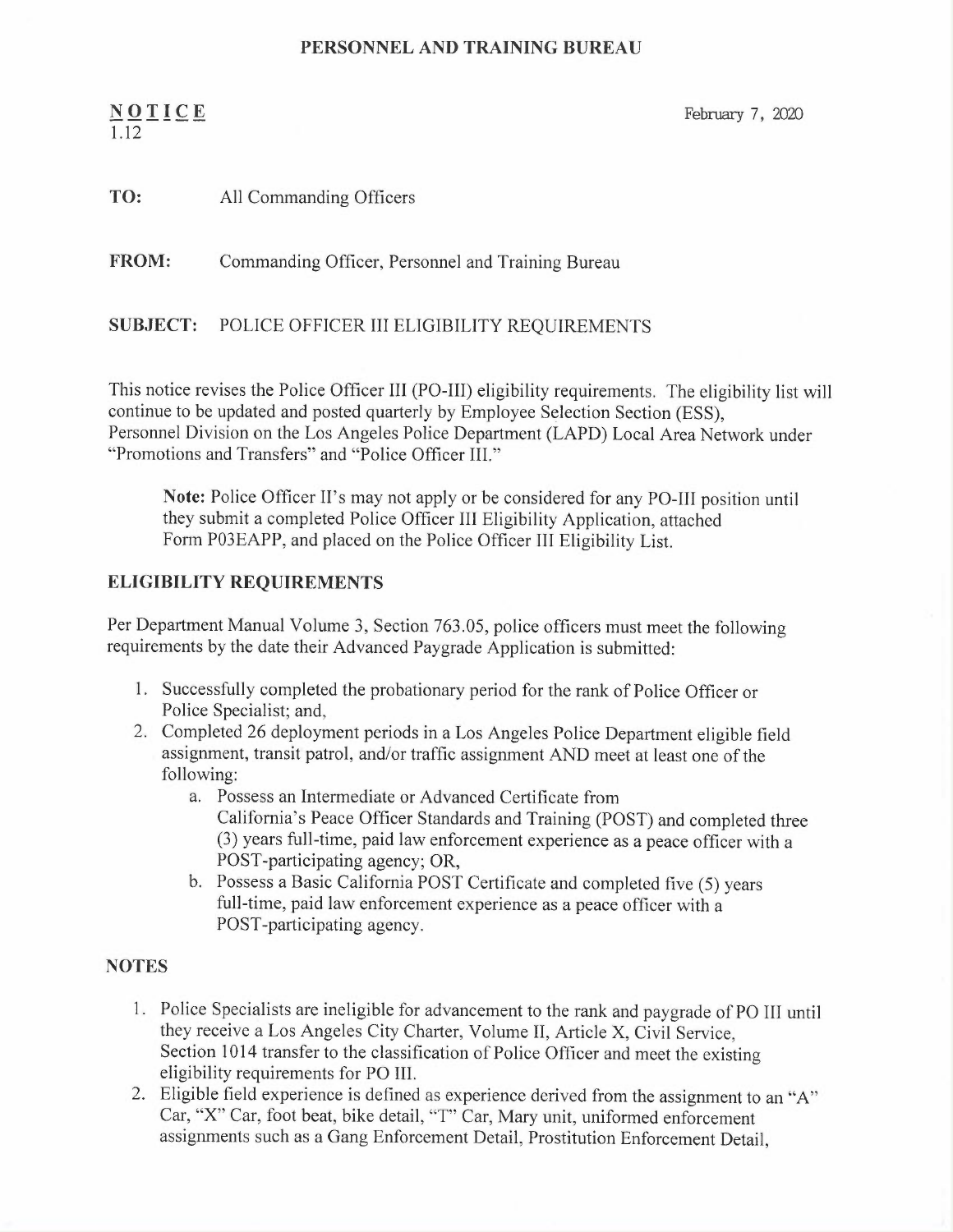**PERSONNEL AND TRAINING BUREAU**

**NOTICE**
1.12

February 7, 2020

**TO:** All Commanding Officers

**FROM:** Commanding Officer, Personnel and Training Bureau

**SUBJECT:** POLICE OFFICER III ELIGIBILITY REQUIREMENTS

This notice revises the Police Officer III (PO-III) eligibility requirements. The eligibility list will continue to be updated and posted quarterly by Employee Selection Section (ESS), Personnel Division on the Los Angeles Police Department (LAPD) Local Area Network under "Promotions and Transfers" and "Police Officer III."

> **Note:** Police Officer II's may not apply or be considered for any PO-III position until they submit a completed Police Officer III Eligibility Application, attached Form P03EAPP, and placed on the Police Officer III Eligibility List.

## ELIGIBILITY REQUIREMENTS

Per Department Manual Volume 3, Section 763.05, police officers must meet the following requirements by the date their Advanced Paygrade Application is submitted:

1. Successfully completed the probationary period for the rank of Police Officer or Police Specialist; and,
2. Completed 26 deployment periods in a Los Angeles Police Department eligible field assignment, transit patrol, and/or traffic assignment AND meet at least one of the following:
   a. Possess an Intermediate or Advanced Certificate from California's Peace Officer Standards and Training (POST) and completed three (3) years full-time, paid law enforcement experience as a peace officer with a POST-participating agency; OR,
   b. Possess a Basic California POST Certificate and completed five (5) years full-time, paid law enforcement experience as a peace officer with a POST-participating agency.

## NOTES

1. Police Specialists are ineligible for advancement to the rank and paygrade of PO III until they receive a Los Angeles City Charter, Volume II, Article X, Civil Service, Section 1014 transfer to the classification of Police Officer and meet the existing eligibility requirements for PO III.
2. Eligible field experience is defined as experience derived from the assignment to an "A" Car, "X" Car, foot beat, bike detail, "T" Car, Mary unit, uniformed enforcement assignments such as a Gang Enforcement Detail, Prostitution Enforcement Detail,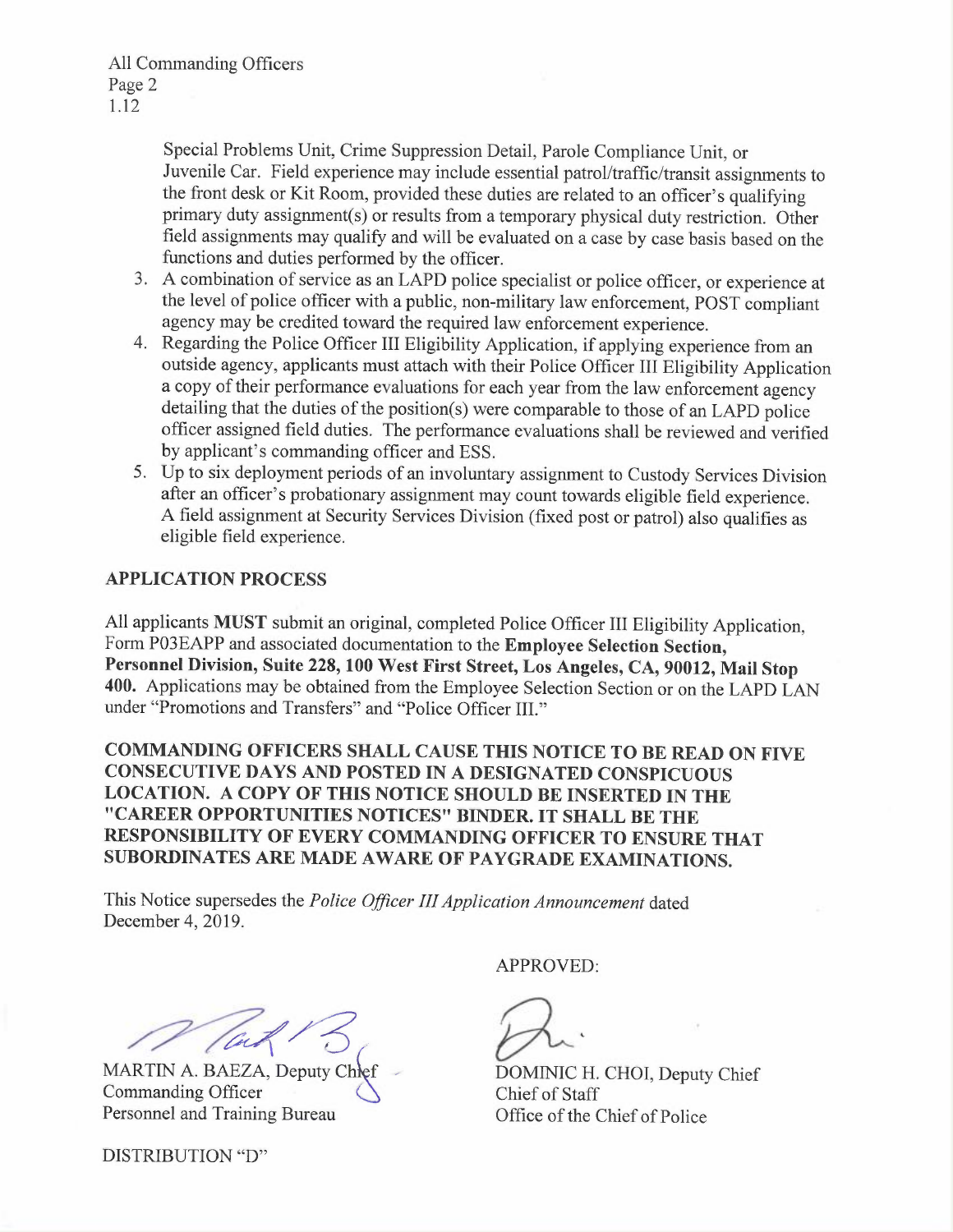Special Problems Unit, Crime Suppression Detail, Parole Compliance Unit, or Juvenile Car. Field experience may include essential patrol/traffic/transit assignments to the front desk or Kit Room, provided these duties are related to an officer's qualifying primary duty assignment(s) or results from a temporary physical duty restriction. Other field assignments may qualify and will be evaluated on a case by case basis based on the functions and duties performed by the officer.

3. A combination of service as an LAPD police specialist or police officer, or experience at the level of police officer with a public, non-military law enforcement, POST compliant agency may be credited toward the required law enforcement experience.
4. Regarding the Police Officer III Eligibility Application, if applying experience from an outside agency, applicants must attach with their Police Officer III Eligibility Application a copy of their performance evaluations for each year from the law enforcement agency detailing that the duties of the position(s) were comparable to those of an LAPD police officer assigned field duties. The performance evaluations shall be reviewed and verified by applicant's commanding officer and ESS.
5. Up to six deployment periods of an involuntary assignment to Custody Services Division after an officer's probationary assignment may count towards eligible field experience. A field assignment at Security Services Division (fixed post or patrol) also qualifies as eligible field experience.

## APPLICATION PROCESS

All applicants **MUST** submit an original, completed Police Officer III Eligibility Application, Form P03EAPP and associated documentation to the **Employee Selection Section, Personnel Division, Suite 228, 100 West First Street, Los Angeles, CA, 90012, Mail Stop 400.** Applications may be obtained from the Employee Selection Section or on the LAPD LAN under "Promotions and Transfers" and "Police Officer III."

**COMMANDING OFFICERS SHALL CAUSE THIS NOTICE TO BE READ ON FIVE CONSECUTIVE DAYS AND POSTED IN A DESIGNATED CONSPICUOUS LOCATION. A COPY OF THIS NOTICE SHOULD BE INSERTED IN THE "CAREER OPPORTUNITIES NOTICES" BINDER. IT SHALL BE THE RESPONSIBILITY OF EVERY COMMANDING OFFICER TO ENSURE THAT SUBORDINATES ARE MADE AWARE OF PAYGRADE EXAMINATIONS.**

This Notice supersedes the *Police Officer III Application Announcement* dated December 4, 2019.

APPROVED:

MARTIN A. BAEZA, Deputy Chief
Commanding Officer
Personnel and Training Bureau

DOMINIC H. CHOI, Deputy Chief
Chief of Staff
Office of the Chief of Police

DISTRIBUTION "D"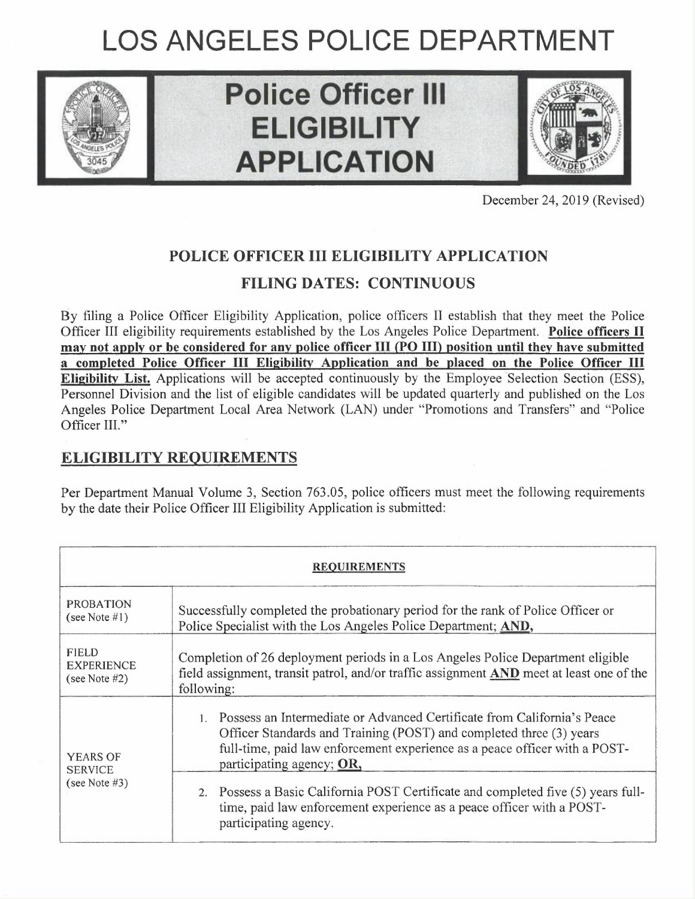# LOS ANGELES POLICE DEPARTMENT

## Police Officer III ELIGIBILITY APPLICATION

December 24, 2019 (Revised)

### POLICE OFFICER III ELIGIBILITY APPLICATION

### FILING DATES: CONTINUOUS

By filing a Police Officer Eligibility Application, police officers II establish that they meet the Police Officer III eligibility requirements established by the Los Angeles Police Department. **Police officers II may not apply or be considered for any police officer III (PO III) position until they have submitted a completed Police Officer III Eligibility Application and be placed on the Police Officer III Eligibility List.** Applications will be accepted continuously by the Employee Selection Section (ESS), Personnel Division and the list of eligible candidates will be updated quarterly and published on the Los Angeles Police Department Local Area Network (LAN) under "Promotions and Transfers" and "Police Officer III."

## ELIGIBILITY REQUIREMENTS

Per Department Manual Volume 3, Section 763.05, police officers must meet the following requirements by the date their Police Officer III Eligibility Application is submitted:

| REQUIREMENTS | |
|---|---|
| PROBATION (see Note #1) | Successfully completed the probationary period for the rank of Police Officer or Police Specialist with the Los Angeles Police Department; **AND,** |
| FIELD EXPERIENCE (see Note #2) | Completion of 26 deployment periods in a Los Angeles Police Department eligible field assignment, transit patrol, and/or traffic assignment **AND** meet at least one of the following: |
| YEARS OF SERVICE (see Note #3) | 1. Possess an Intermediate or Advanced Certificate from California's Peace Officer Standards and Training (POST) and completed three (3) years full-time, paid law enforcement experience as a peace officer with a POST-participating agency; **OR,** |
| | 2. Possess a Basic California POST Certificate and completed five (5) years full-time, paid law enforcement experience as a peace officer with a POST-participating agency. |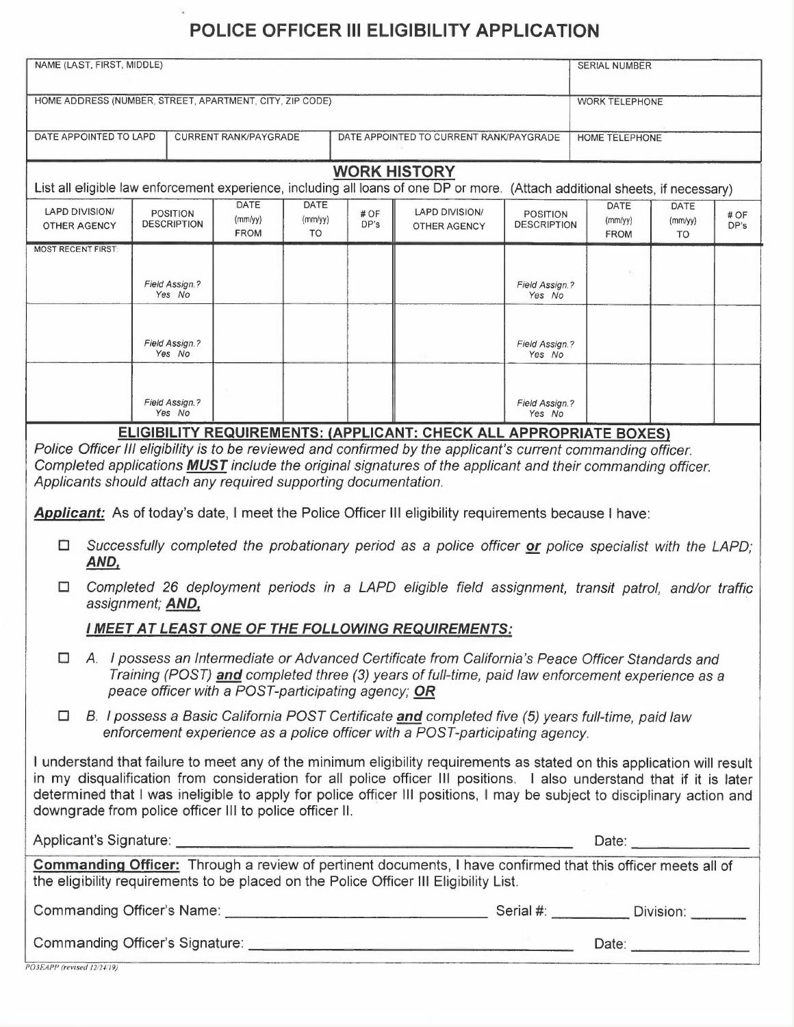# POLICE OFFICER III ELIGIBILITY APPLICATION

| NAME (LAST, FIRST, MIDDLE) | | | SERIAL NUMBER |
|---|---|---|---|
| HOME ADDRESS (NUMBER, STREET, APARTMENT, CITY, ZIP CODE) | | | WORK TELEPHONE |
| DATE APPOINTED TO LAPD | CURRENT RANK/PAYGRADE | DATE APPOINTED TO CURRENT RANK/PAYGRADE | HOME TELEPHONE |

## WORK HISTORY

List all eligible law enforcement experience, including all loans of one DP or more. (Attach additional sheets, if necessary)

| LAPD DIVISION/ OTHER AGENCY | POSITION DESCRIPTION | DATE (mm/yy) FROM | DATE (mm/yy) TO | # OF DP's | LAPD DIVISION/ OTHER AGENCY | POSITION DESCRIPTION | DATE (mm/yy) FROM | DATE (mm/yy) TO | # OF DP's |
|---|---|---|---|---|---|---|---|---|---|
| MOST RECENT FIRST: | Field Assign.? Yes No | | | | | Field Assign.? Yes No | | | |
| | Field Assign.? Yes No | | | | | Field Assign.? Yes No | | | |
| | Field Assign.? Yes No | | | | | Field Assign.? Yes No | | | |

## ELIGIBILITY REQUIREMENTS: (APPLICANT: CHECK ALL APPROPRIATE BOXES)

*Police Officer III eligibility is to be reviewed and confirmed by the applicant's current commanding officer. Completed applications **MUST** include the original signatures of the applicant and their commanding officer. Applicants should attach any required supporting documentation.*

***Applicant:*** As of today's date, I meet the Police Officer III eligibility requirements because I have:

- ☐ *Successfully completed the probationary period as a police officer **or** police specialist with the LAPD; **AND,***
- ☐ *Completed 26 deployment periods in a LAPD eligible field assignment, transit patrol, and/or traffic assignment; **AND,***

***I MEET AT LEAST ONE OF THE FOLLOWING REQUIREMENTS:***

- ☐ *A. I possess an Intermediate or Advanced Certificate from California's Peace Officer Standards and Training (POST) **and** completed three (3) years of full-time, paid law enforcement experience as a peace officer with a POST-participating agency; **OR***
- ☐ *B. I possess a Basic California POST Certificate **and** completed five (5) years full-time, paid law enforcement experience as a police officer with a POST-participating agency.*

I understand that failure to meet any of the minimum eligibility requirements as stated on this application will result in my disqualification from consideration for all police officer III positions. I also understand that if it is later determined that I was ineligible to apply for police officer III positions, I may be subject to disciplinary action and downgrade from police officer III to police officer II.

Applicant's Signature: ______________________________ Date: ____________

**Commanding Officer:** Through a review of pertinent documents, I have confirmed that this officer meets all of the eligibility requirements to be placed on the Police Officer III Eligibility List.

Commanding Officer's Name: ______________________ Serial #: ________ Division: ______

Commanding Officer's Signature: ______________________________ Date: ____________

*PO3EAPP (revised 12/24/19)*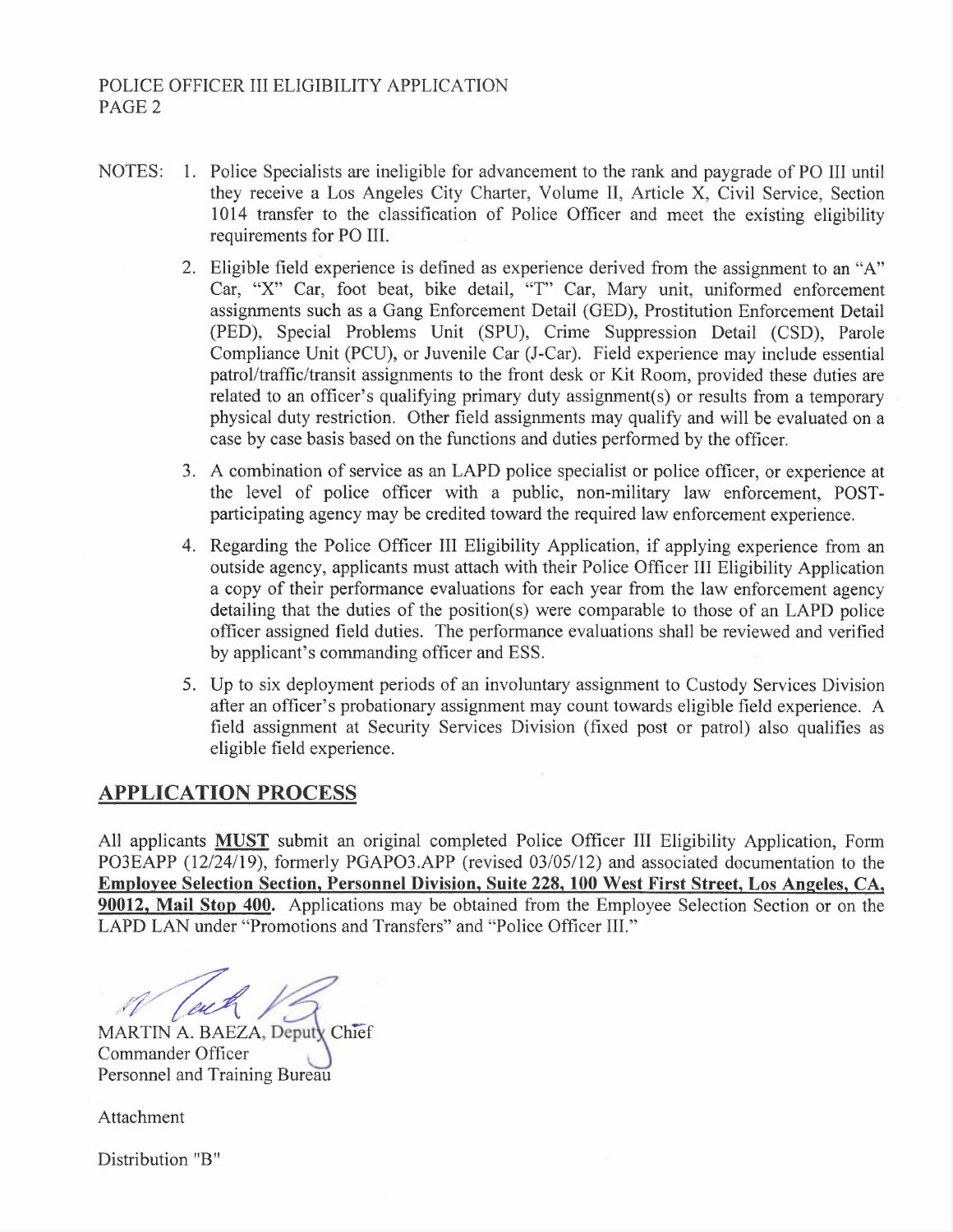NOTES:

1. Police Specialists are ineligible for advancement to the rank and paygrade of PO III until they receive a Los Angeles City Charter, Volume II, Article X, Civil Service, Section 1014 transfer to the classification of Police Officer and meet the existing eligibility requirements for PO III.
2. Eligible field experience is defined as experience derived from the assignment to an "A" Car, "X" Car, foot beat, bike detail, "T" Car, Mary unit, uniformed enforcement assignments such as a Gang Enforcement Detail (GED), Prostitution Enforcement Detail (PED), Special Problems Unit (SPU), Crime Suppression Detail (CSD), Parole Compliance Unit (PCU), or Juvenile Car (J-Car). Field experience may include essential patrol/traffic/transit assignments to the front desk or Kit Room, provided these duties are related to an officer's qualifying primary duty assignment(s) or results from a temporary physical duty restriction. Other field assignments may qualify and will be evaluated on a case by case basis based on the functions and duties performed by the officer.
3. A combination of service as an LAPD police specialist or police officer, or experience at the level of police officer with a public, non-military law enforcement, POST-participating agency may be credited toward the required law enforcement experience.
4. Regarding the Police Officer III Eligibility Application, if applying experience from an outside agency, applicants must attach with their Police Officer III Eligibility Application a copy of their performance evaluations for each year from the law enforcement agency detailing that the duties of the position(s) were comparable to those of an LAPD police officer assigned field duties. The performance evaluations shall be reviewed and verified by applicant's commanding officer and ESS.
5. Up to six deployment periods of an involuntary assignment to Custody Services Division after an officer's probationary assignment may count towards eligible field experience. A field assignment at Security Services Division (fixed post or patrol) also qualifies as eligible field experience.

## APPLICATION PROCESS

All applicants **MUST** submit an original completed Police Officer III Eligibility Application, Form PO3EAPP (12/24/19), formerly PGAPO3.APP (revised 03/05/12) and associated documentation to the **Employee Selection Section, Personnel Division, Suite 228, 100 West First Street, Los Angeles, CA, 90012, Mail Stop 400.** Applications may be obtained from the Employee Selection Section or on the LAPD LAN under "Promotions and Transfers" and "Police Officer III."

MARTIN A. BAEZA, Deputy Chief
Commander Officer
Personnel and Training Bureau

Attachment

Distribution "B"